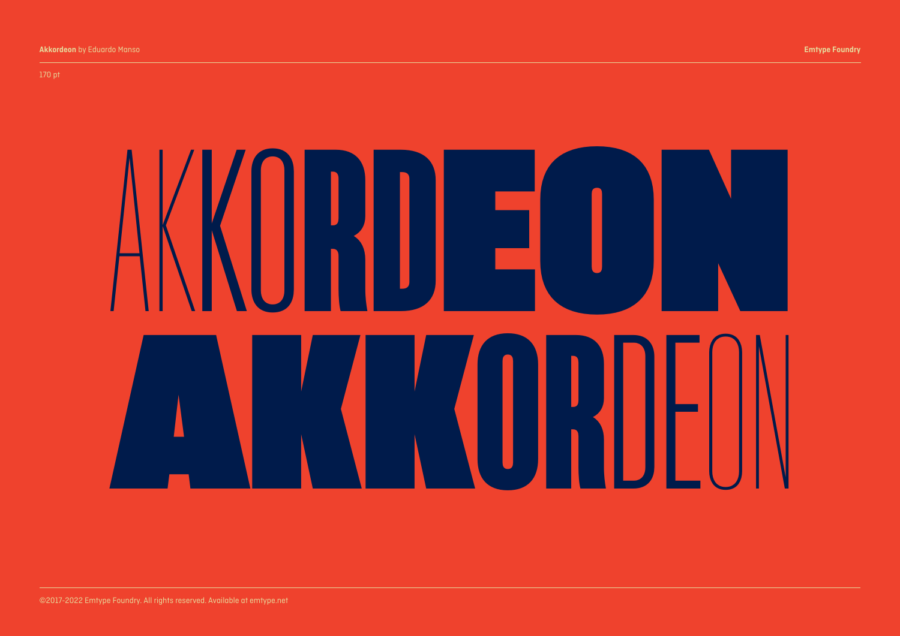**Akkordeon** by Eduardo Manso

**Emtype Foundry**

170 pt

AKKORDEON
AKKORDEON

©2017-2022 Emtype Foundry. All rights reserved. Available at emtype.net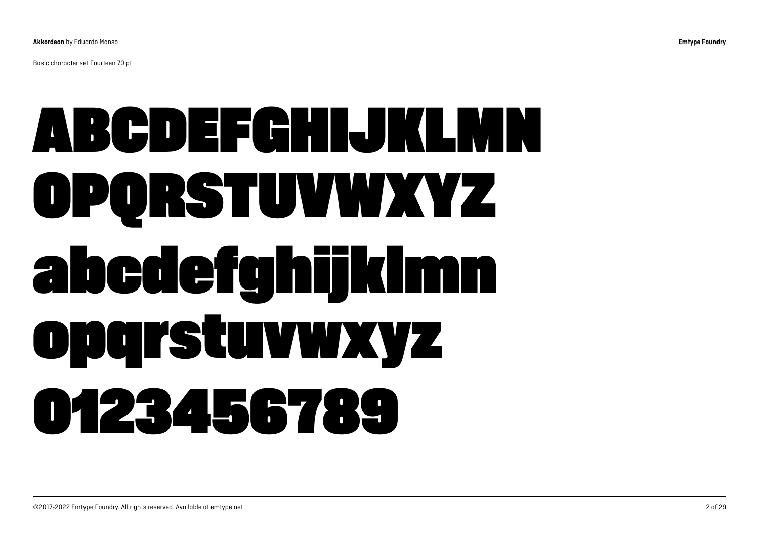Basic character set Fourteen 70 pt

ABCDEFGHIJKLMN
OPQRSTUVWXYZ
abcdefghijklmn
opqrstuvwxyz
0123456789

©2017-2022 Emtype Foundry. All rights reserved. Available at emtype.net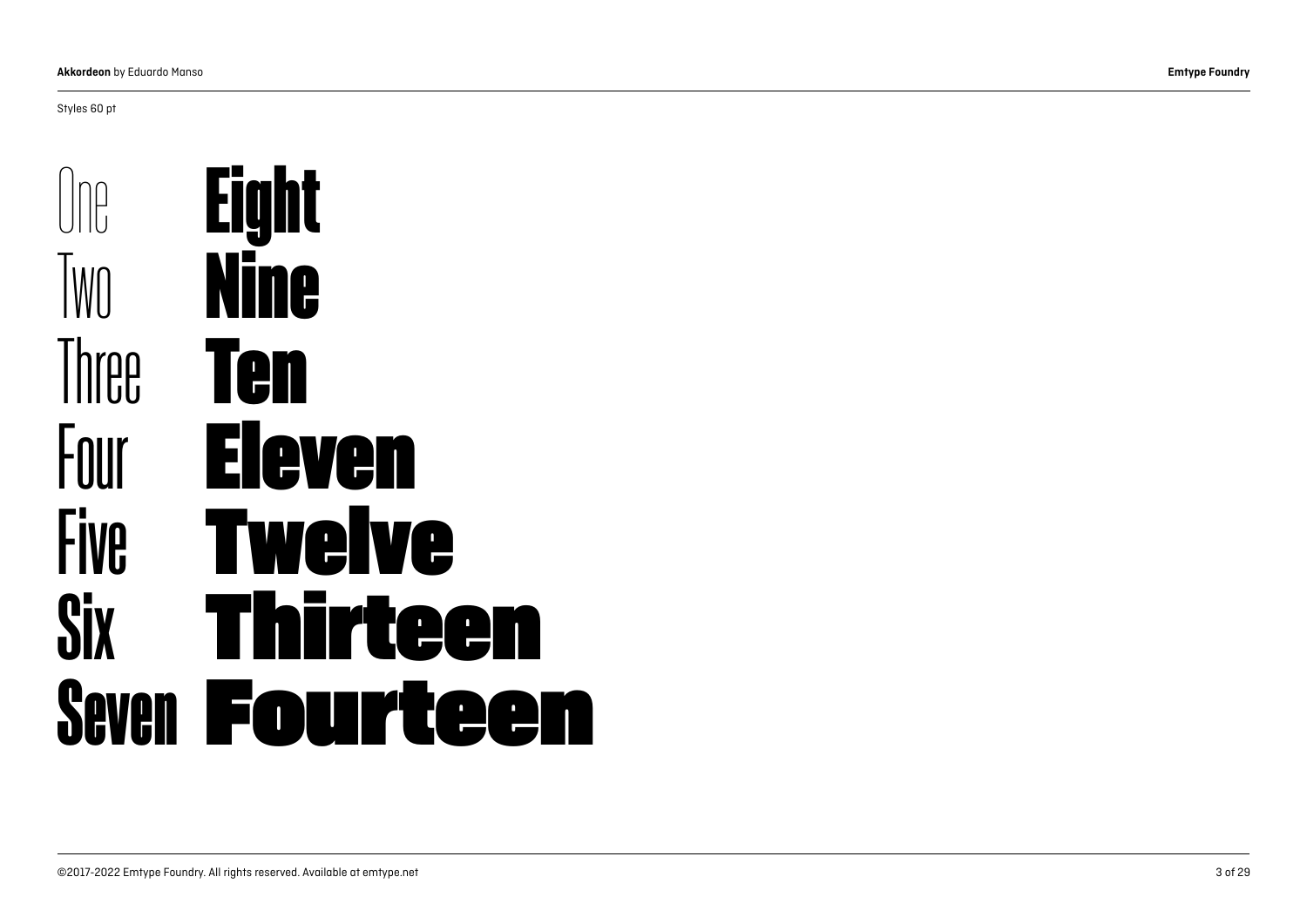Styles 60 pt

One
Two
Three
Four
Five
Six
Seven

Eight
Nine
Ten
Eleven
Twelve
Thirteen
Fourteen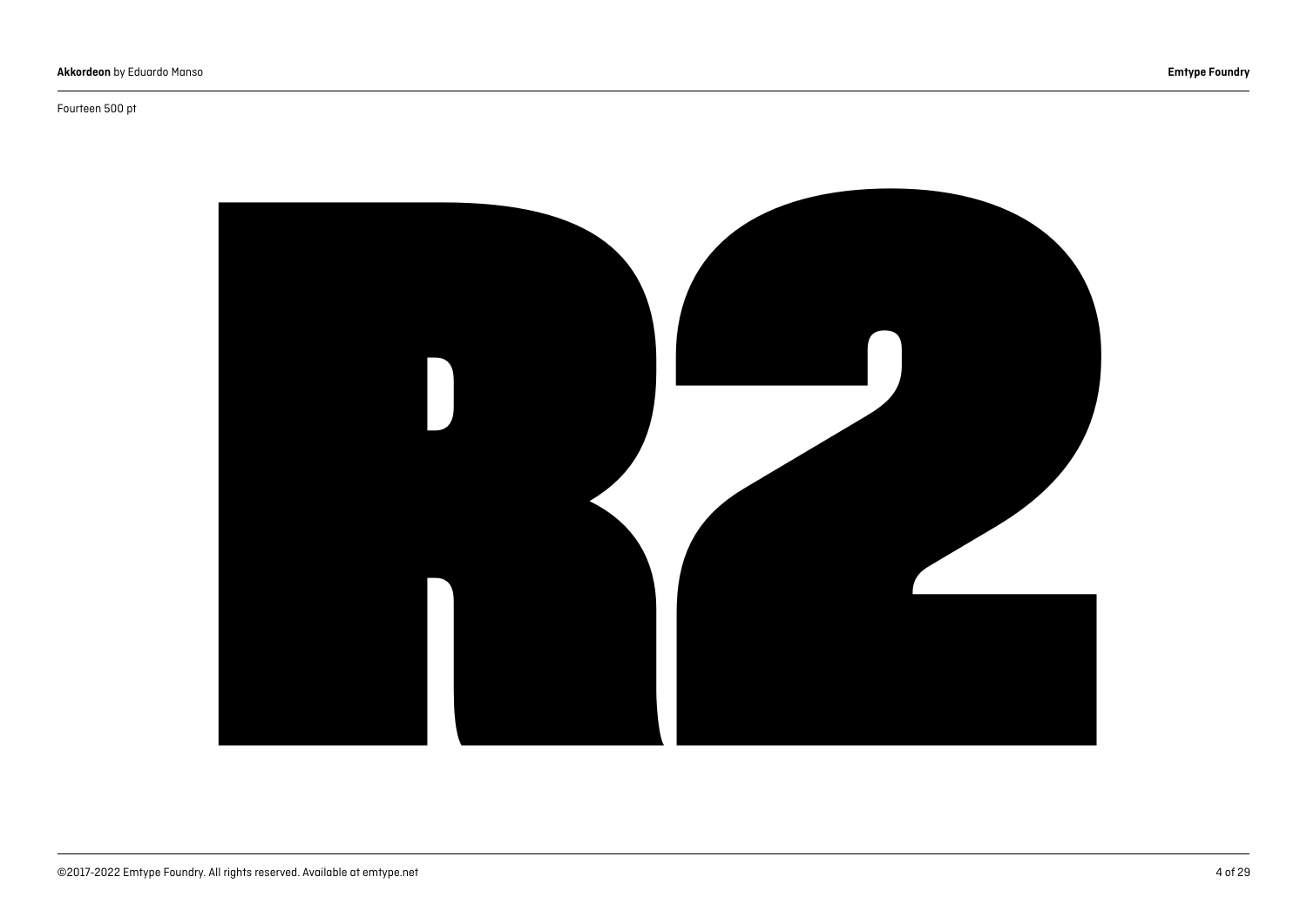Fourteen 500 pt

R2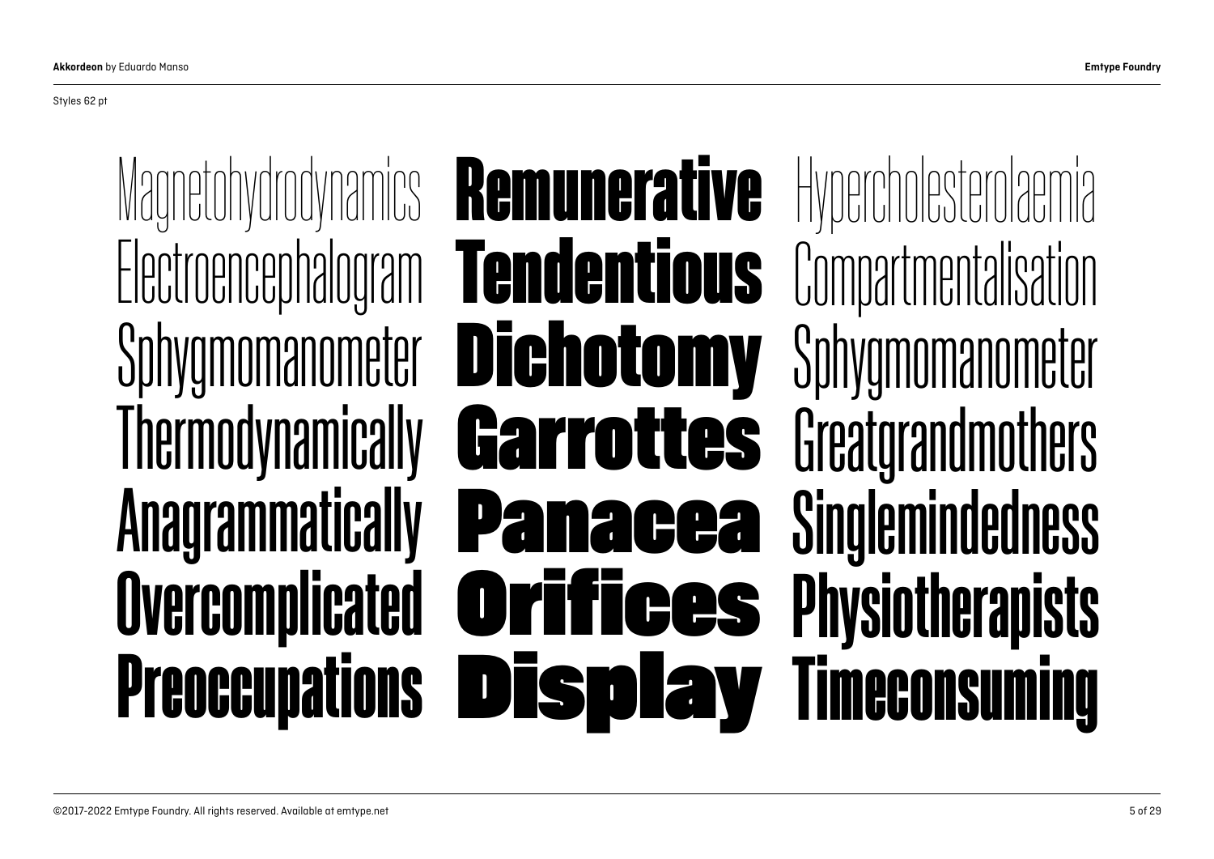Styles 62 pt

Magnetohydrodynamics
Electroencephalogram
Sphygmomanometer
Thermodynamically
Anagrammatically
Overcomplicated
Preoccupations

Remunerative
Tendentious
Dichotomy
Garrottes
Panacea
Orifices
Display

Hypercholesterolaemia
Compartmentalisation
Sphygmomanometer
Greatgrandmothers
Singlemindedness
Physiotherapists
Timeconsuming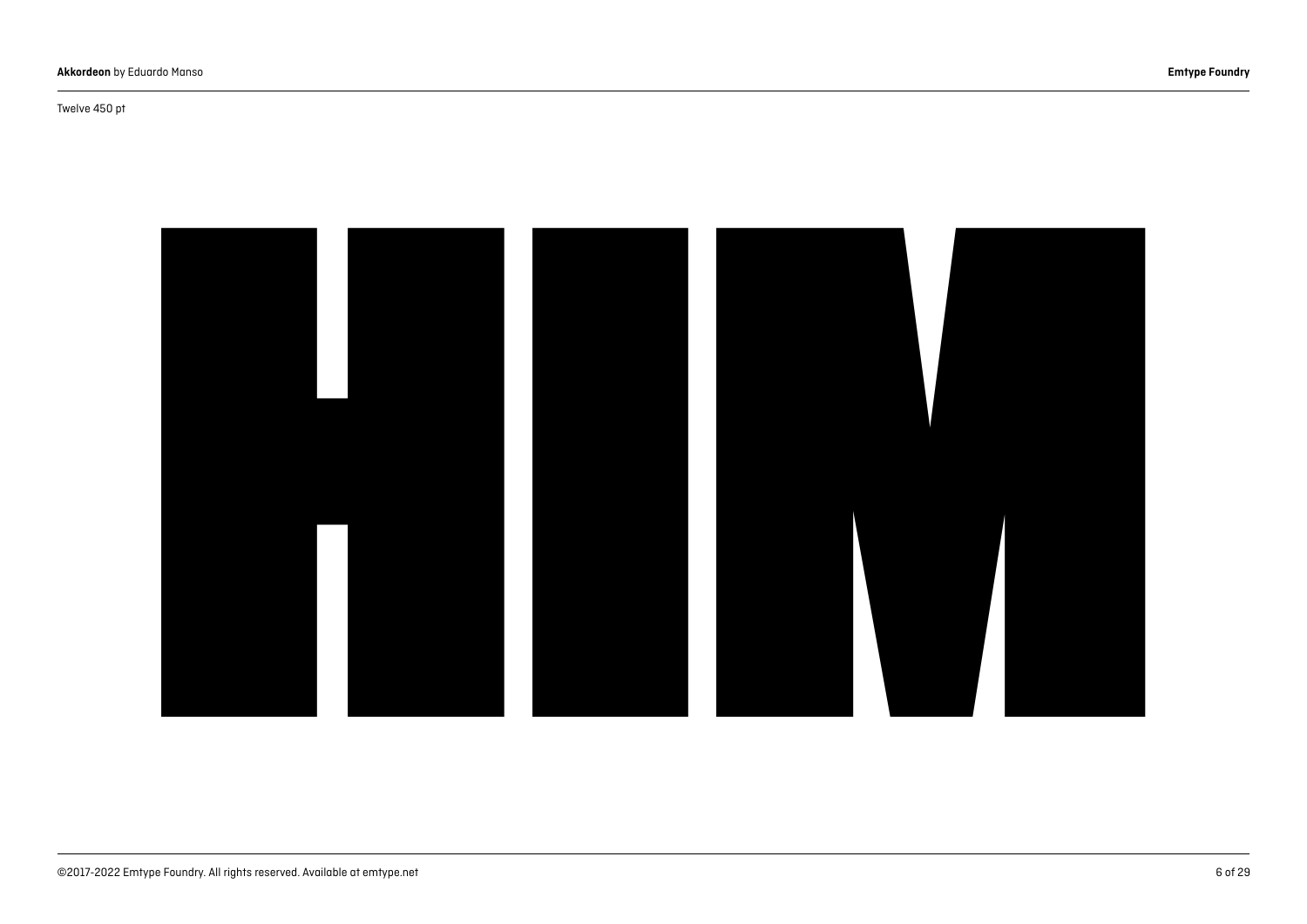Twelve 450 pt

# HIM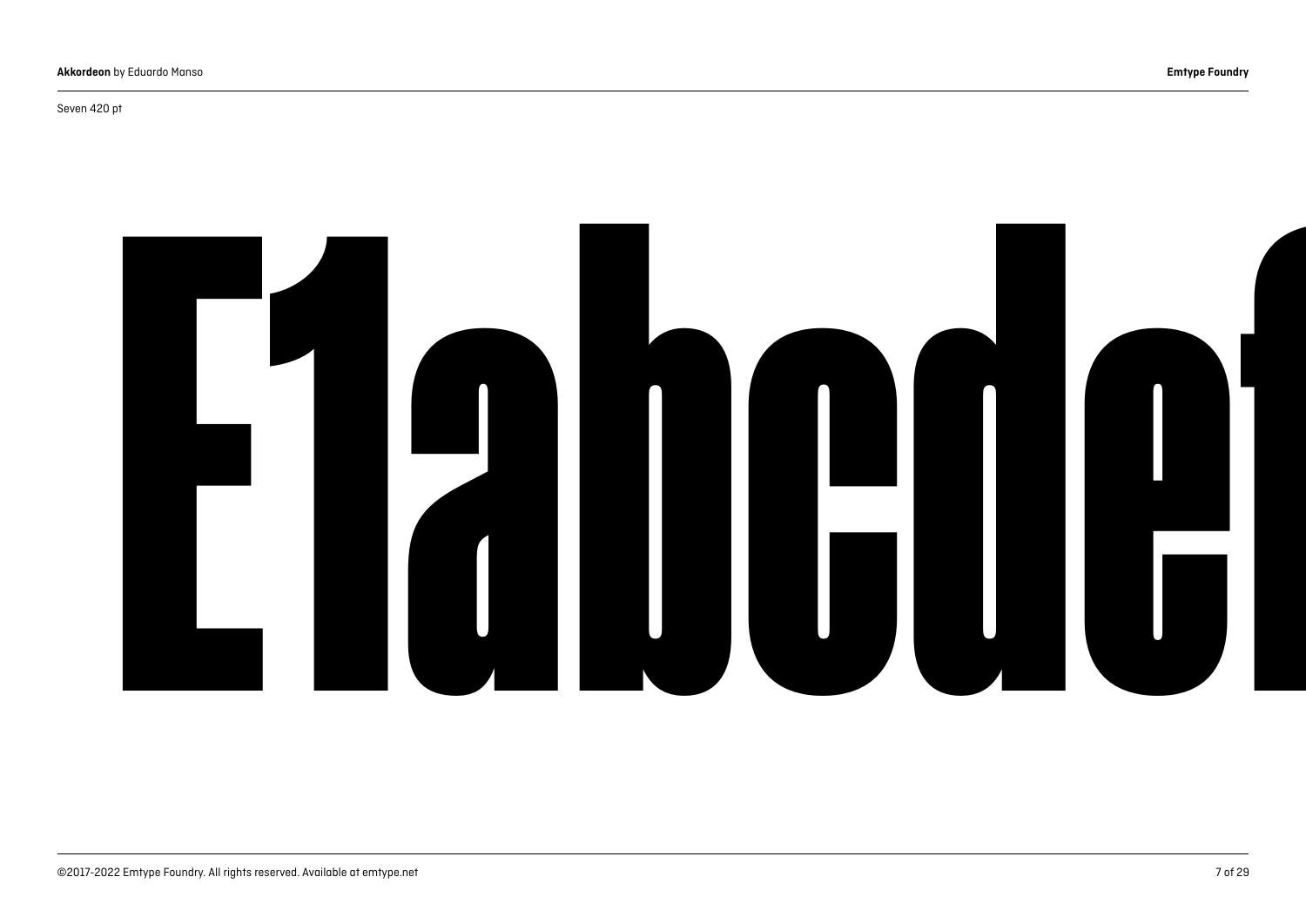Seven 420 pt

# E1abcdef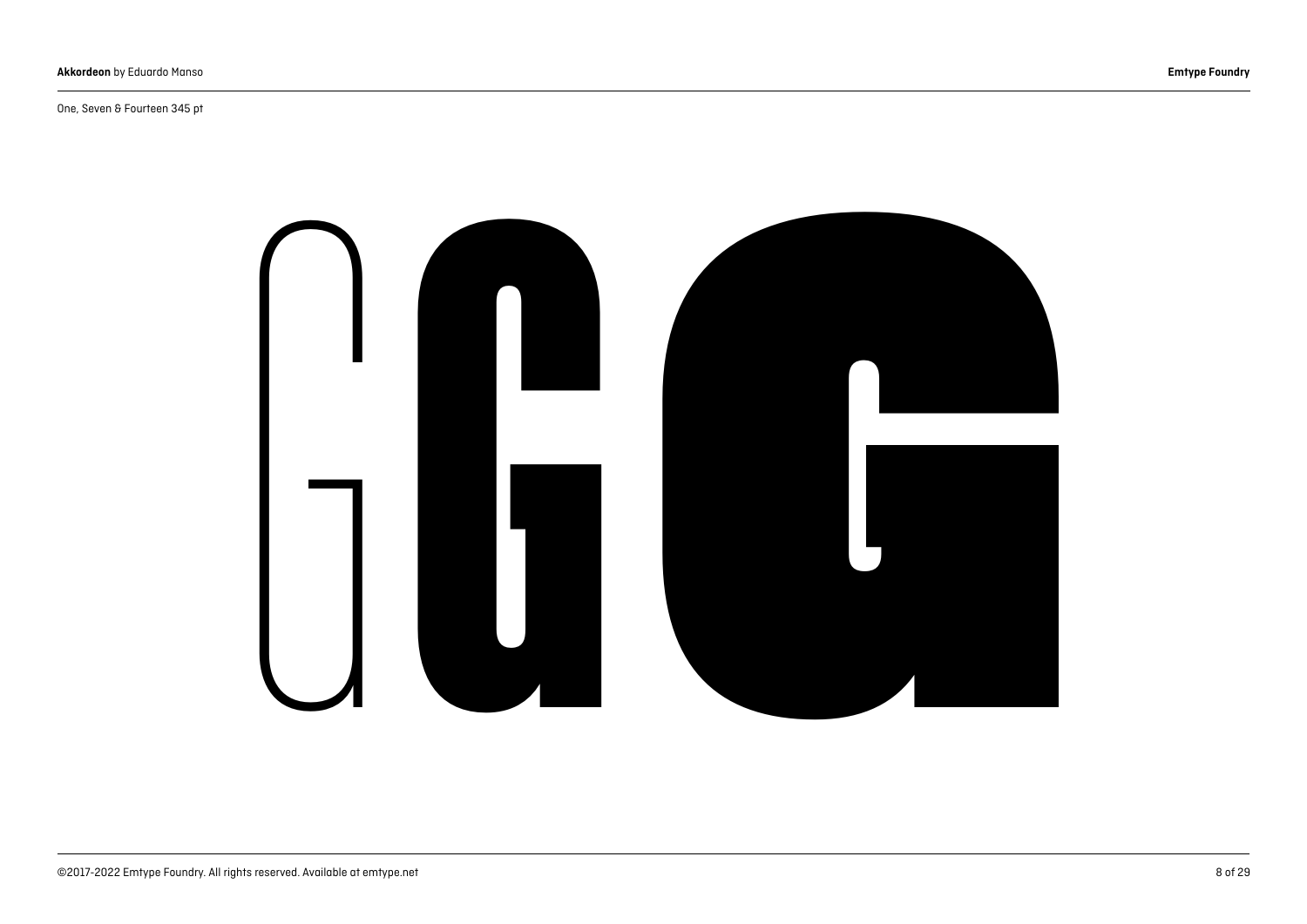One, Seven & Fourteen 345 pt

GGG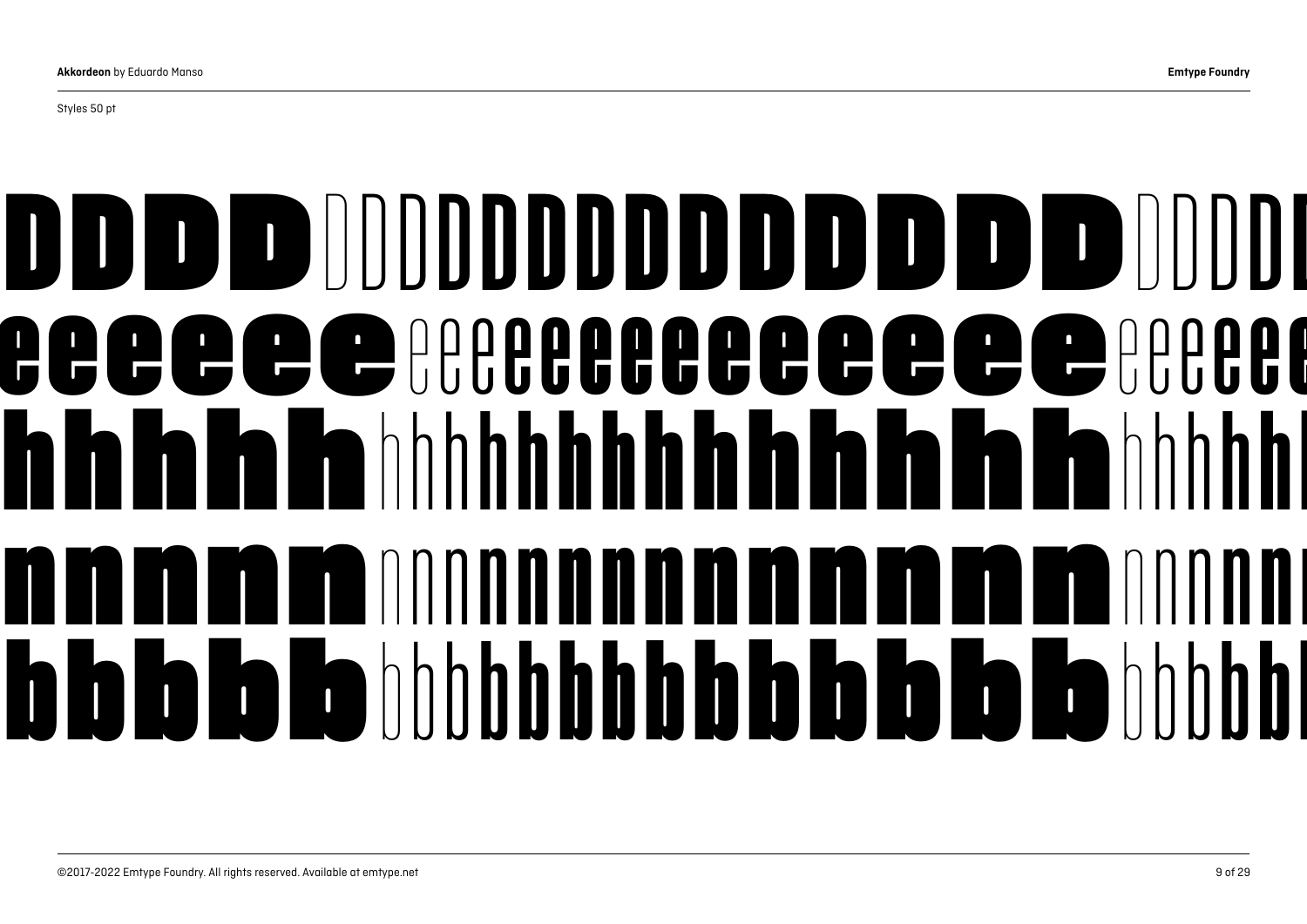Styles 50 pt

DDDD DDDDDDDDDDDDDDDDD DDDD

eeeeee eeeeeeeeeeeeeeeeee eeeeee

hhhhh hhhhhhhhhhhhhhhhh hhhhh

nnnnn nnnnnnnnnnnnnnnn nnnnn

bbbbb bbbbbbbbbbbbbbbbb bbbbb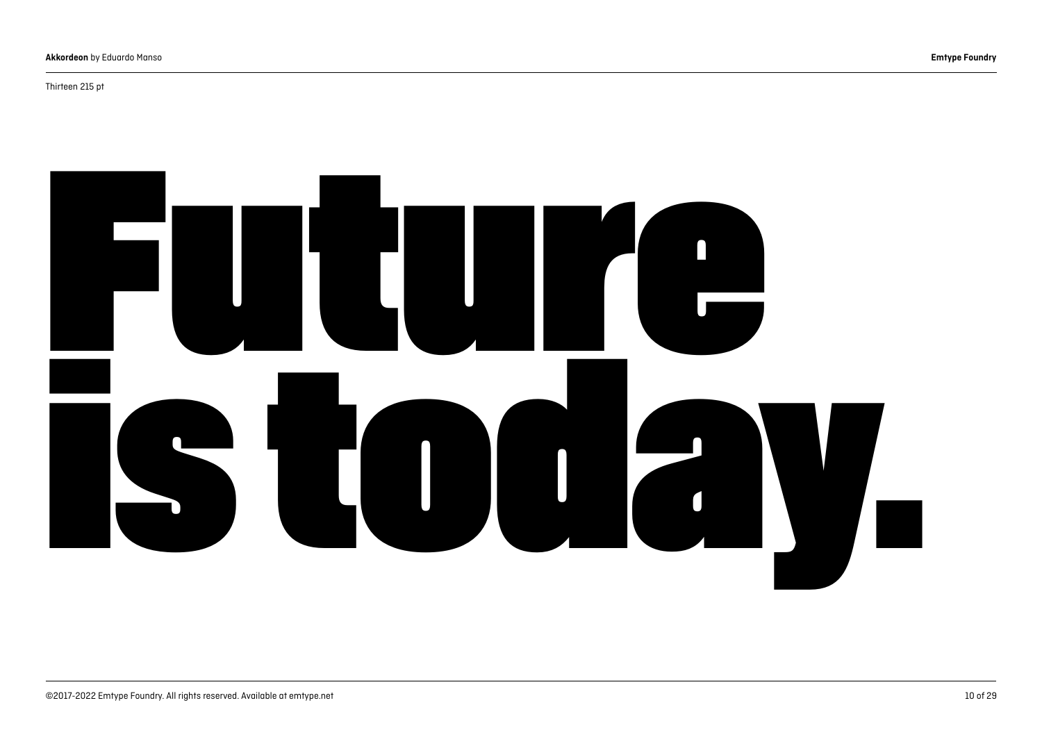Thirteen 215 pt

# Future is today.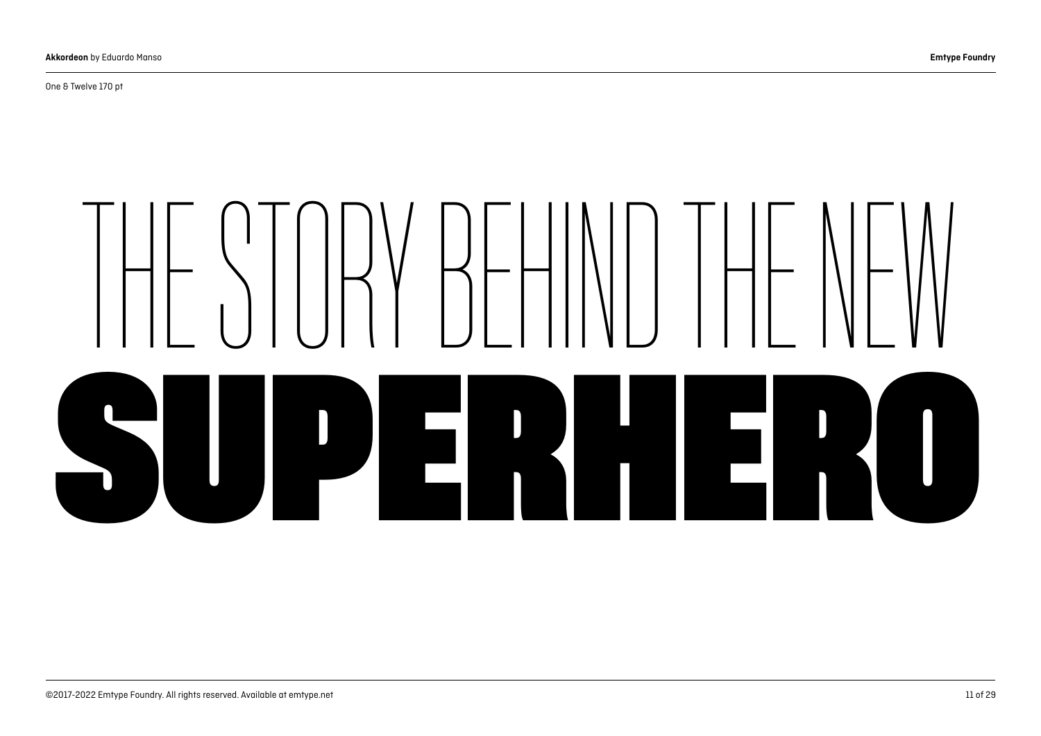One & Twelve 170 pt

THE STORY BEHIND THE NEW

# SUPERHERO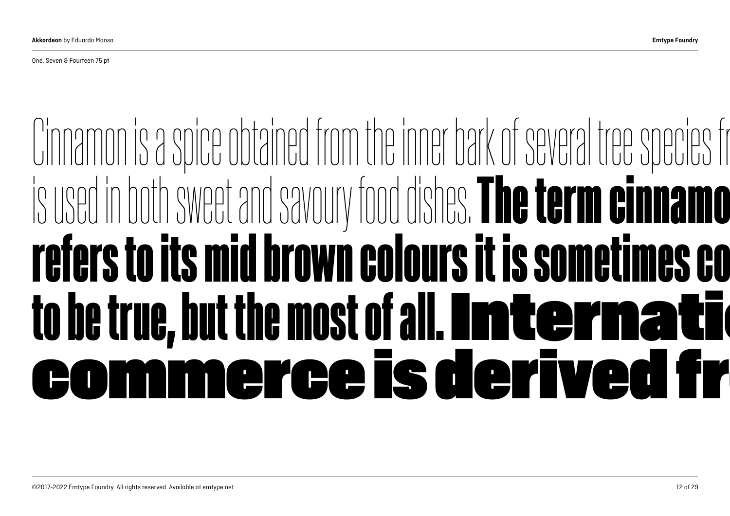One, Seven & Fourteen 75 pt

Cinnamon is a spice obtained from the inner bark of several tree species fr
is used in both sweet and savoury food dishes. **The term cinnamo**
**refers to its mid brown colours it is sometimes co**
**to be true, but the most of all. Internati**
**commerce is derived fr**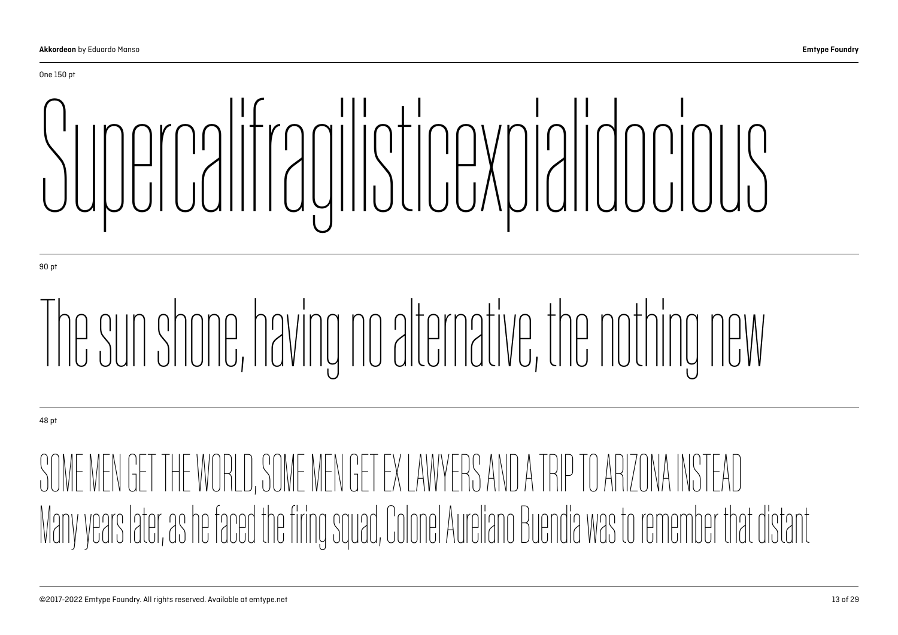One 150 pt

Supercalifragilisticexpialidocious

90 pt

The sun shone, having no alternative, the nothing new

48 pt

SOME MEN GET THE WORLD, SOME MEN GET EX LAWYERS AND A TRIP TO ARIZONA INSTEAD
Many years later, as he faced the firing squad, Colonel Aureliano Buendia was to remember that distant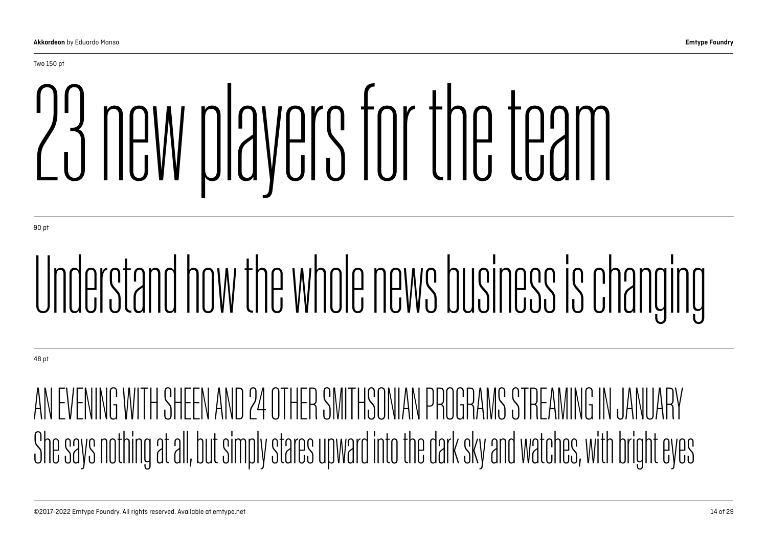Two 150 pt

23 new players for the team

90 pt

Understand how the whole news business is changing

48 pt

AN EVENING WITH SHEEN AND 24 OTHER SMITHSONIAN PROGRAMS STREAMING IN JANUARY
She says nothing at all, but simply stares upward into the dark sky and watches, with bright eyes

©2017-2022 Emtype Foundry. All rights reserved. Available at emtype.net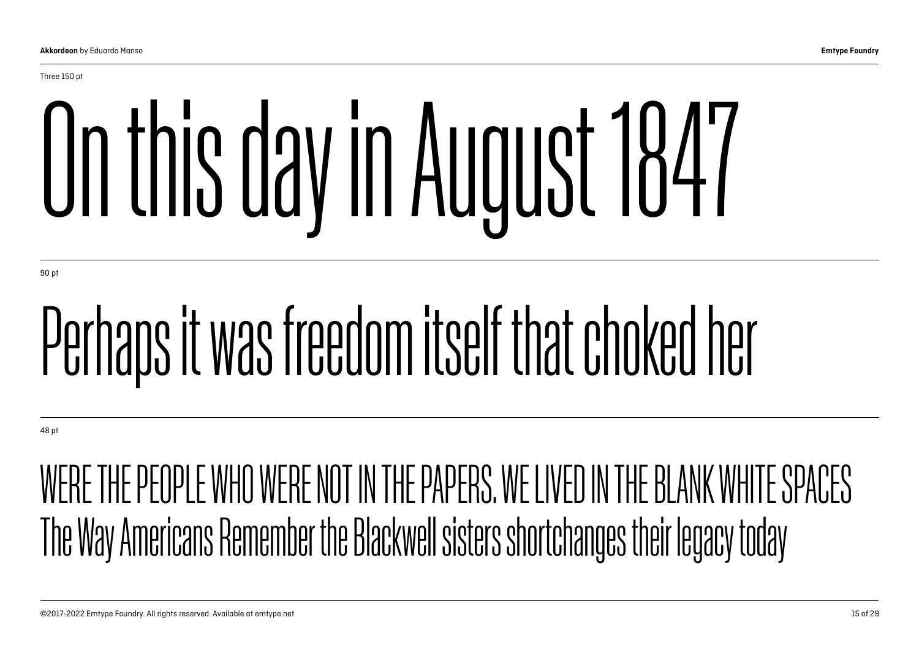Three 150 pt

# On this day in August 1847

90 pt

# Perhaps it was freedom itself that choked her

48 pt

## WERE THE PEOPLE WHO WERE NOT IN THE PAPERS. WE LIVED IN THE BLANK WHITE SPACES
## The Way Americans Remember the Blackwell sisters shortchanges their legacy today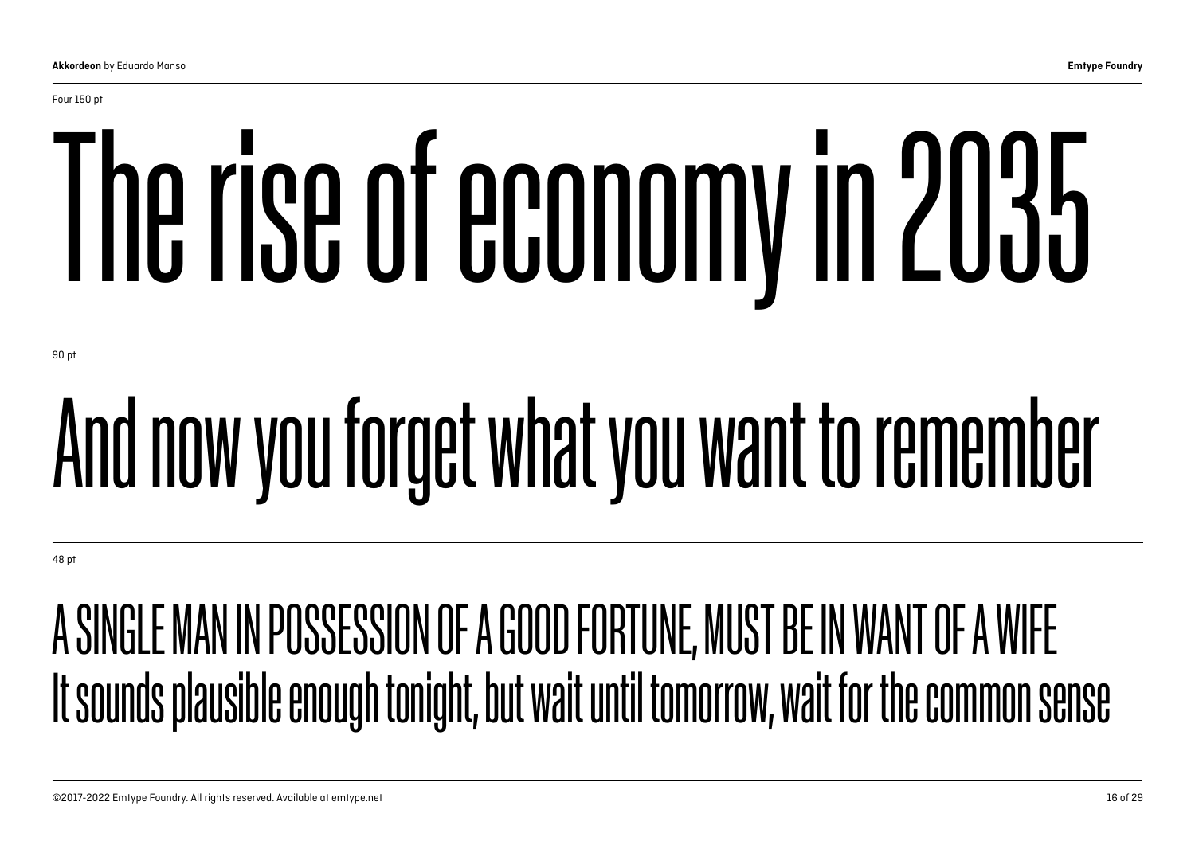Four 150 pt

# The rise of economy in 2035

90 pt

## And now you forget what you want to remember

48 pt

A SINGLE MAN IN POSSESSION OF A GOOD FORTUNE, MUST BE IN WANT OF A WIFE
It sounds plausible enough tonight, but wait until tomorrow, wait for the common sense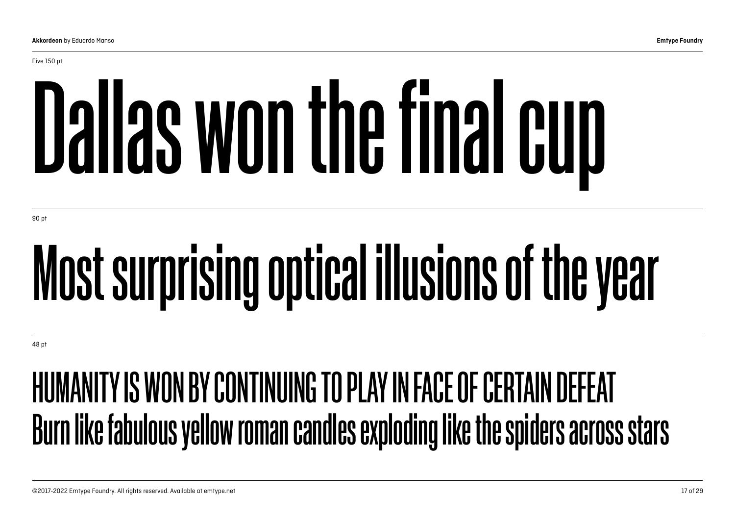Five 150 pt

# Dallas won the final cup

90 pt

# Most surprising optical illusions of the year

48 pt

## HUMANITY IS WON BY CONTINUING TO PLAY IN FACE OF CERTAIN DEFEAT
## Burn like fabulous yellow roman candles exploding like the spiders across stars

©2017-2022 Emtype Foundry. All rights reserved. Available at emtype.net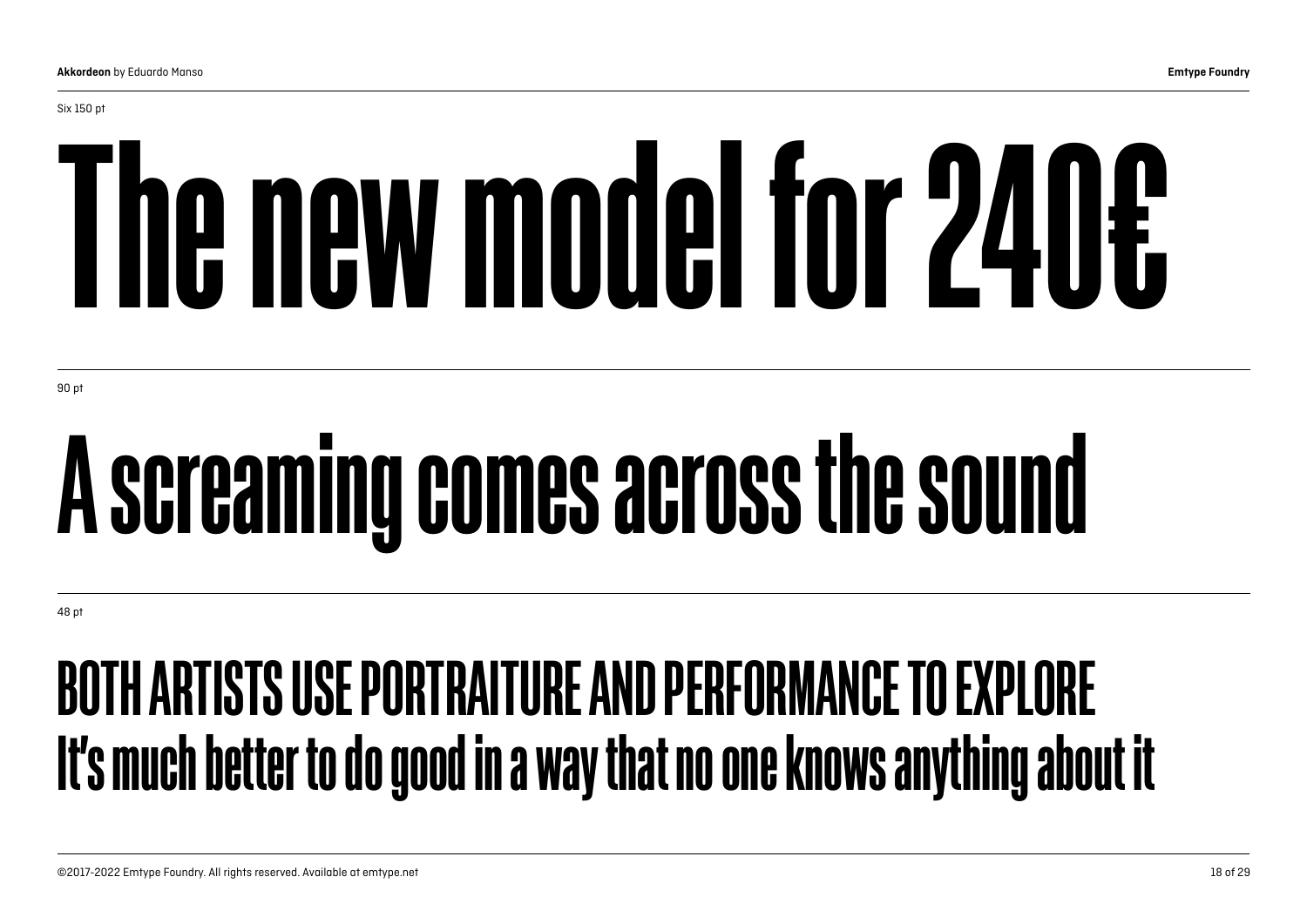Six 150 pt

# The new model for 240€

90 pt

# A screaming comes across the sound

48 pt

## BOTH ARTISTS USE PORTRAITURE AND PERFORMANCE TO EXPLORE
## It's much better to do good in a way that no one knows anything about it

©2017-2022 Emtype Foundry. All rights reserved. Available at emtype.net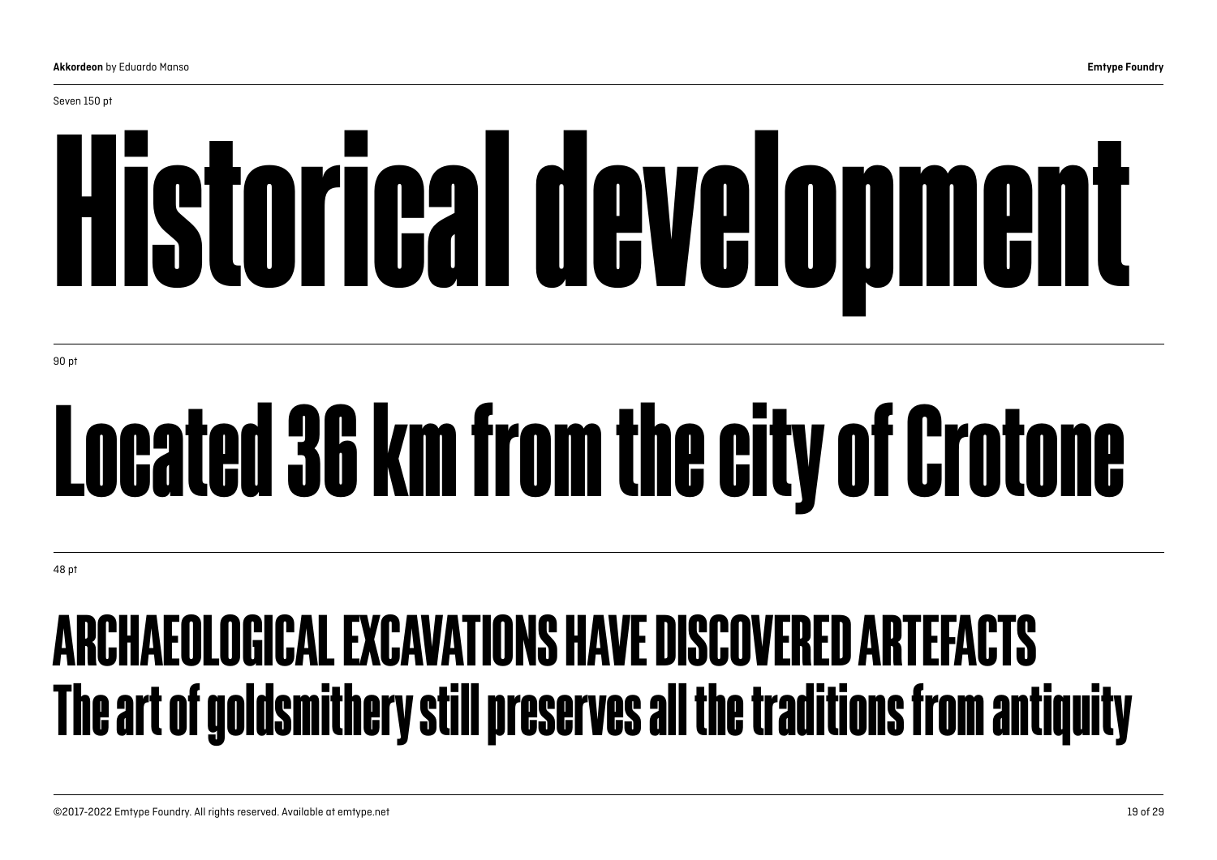Seven 150 pt

# Historical development

90 pt

# Located 36 km from the city of Crotone

48 pt

## ARCHAEOLOGICAL EXCAVATIONS HAVE DISCOVERED ARTEFACTS
## The art of goldsmithery still preserves all the traditions from antiquity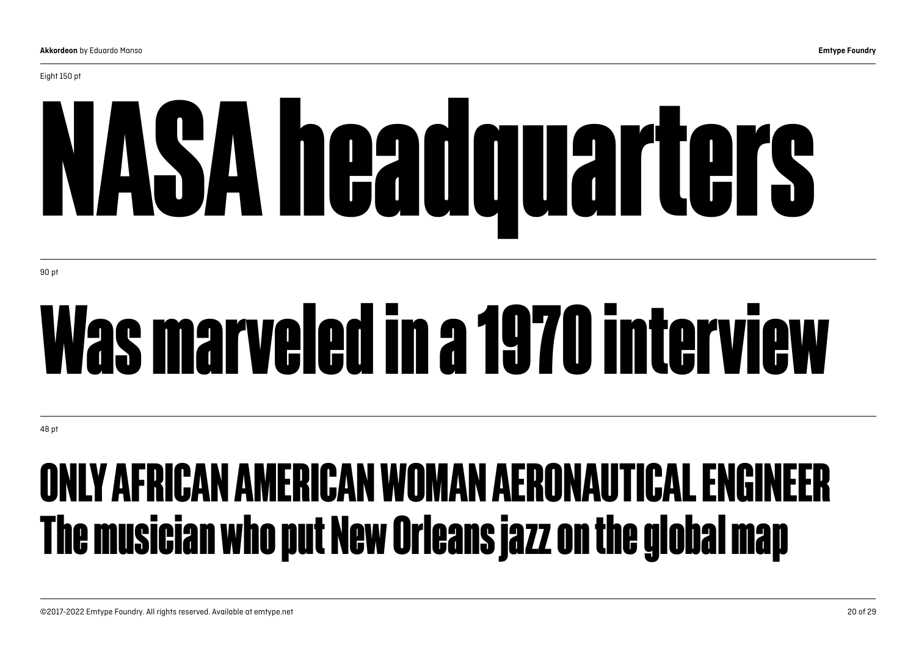Eight 150 pt

# NASA headquarters

90 pt

# Was marveled in a 1970 interview

48 pt

## ONLY AFRICAN AMERICAN WOMAN AERONAUTICAL ENGINEER
## The musician who put New Orleans jazz on the global map

©2017-2022 Emtype Foundry. All rights reserved. Available at emtype.net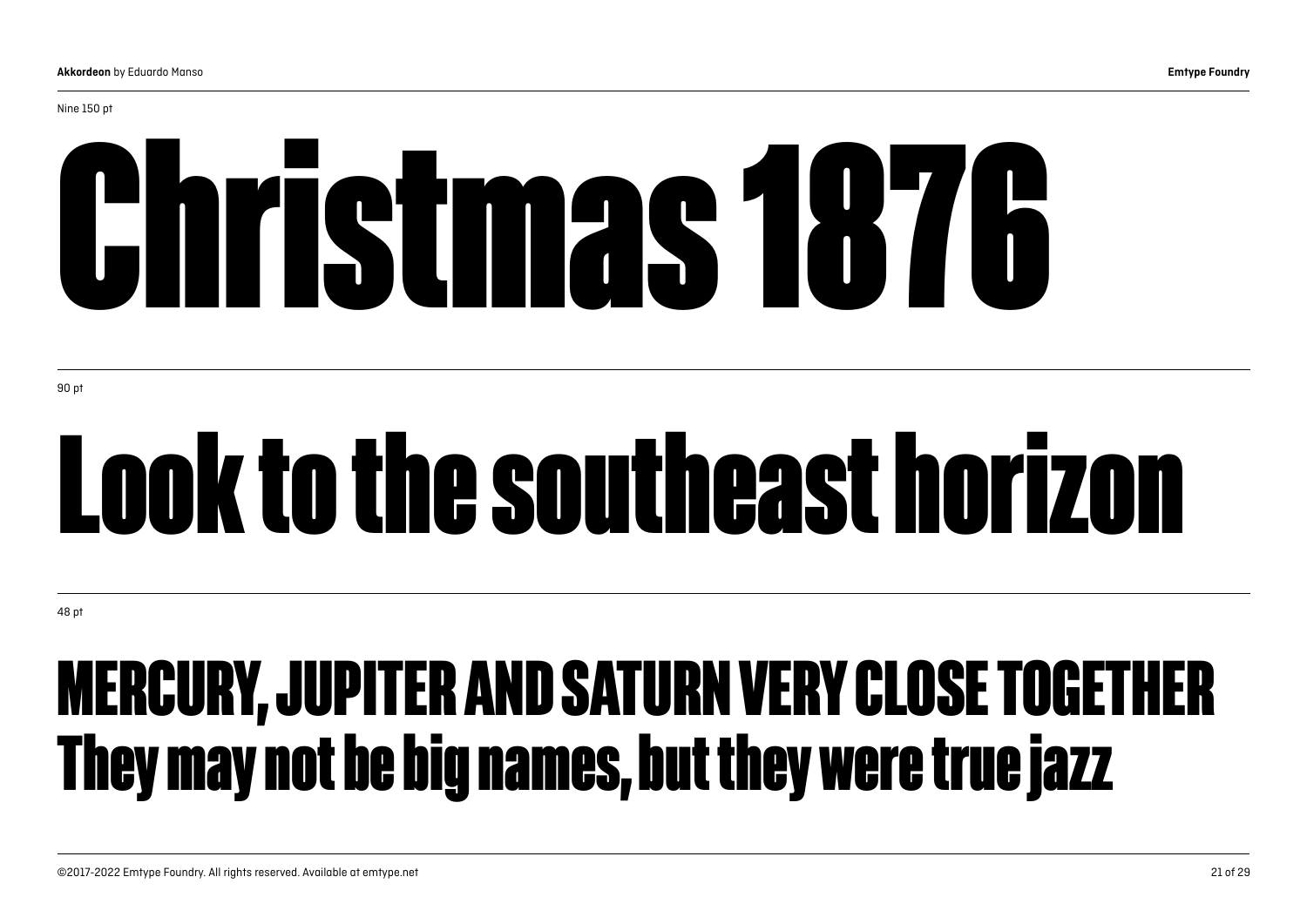Nine 150 pt

# Christmas 1876

90 pt

# Look to the southeast horizon

48 pt

## MERCURY, JUPITER AND SATURN VERY CLOSE TOGETHER
## They may not be big names, but they were true jazz

©2017-2022 Emtype Foundry. All rights reserved. Available at emtype.net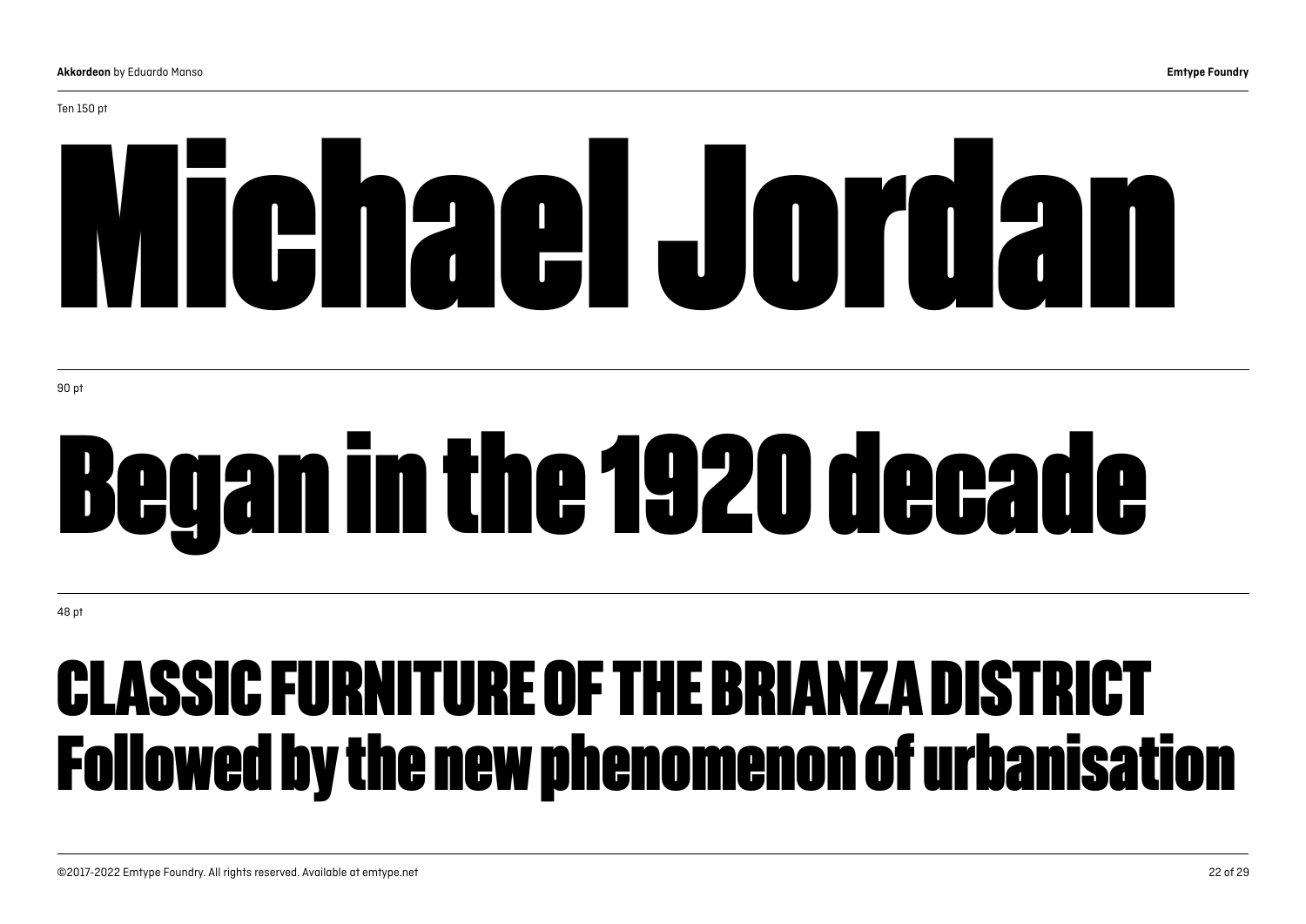Ten 150 pt

# Michael Jordan

90 pt

# Began in the 1920 decade

48 pt

## CLASSIC FURNITURE OF THE BRIANZA DISTRICT Followed by the new phenomenon of urbanisation

©2017-2022 Emtype Foundry. All rights reserved. Available at emtype.net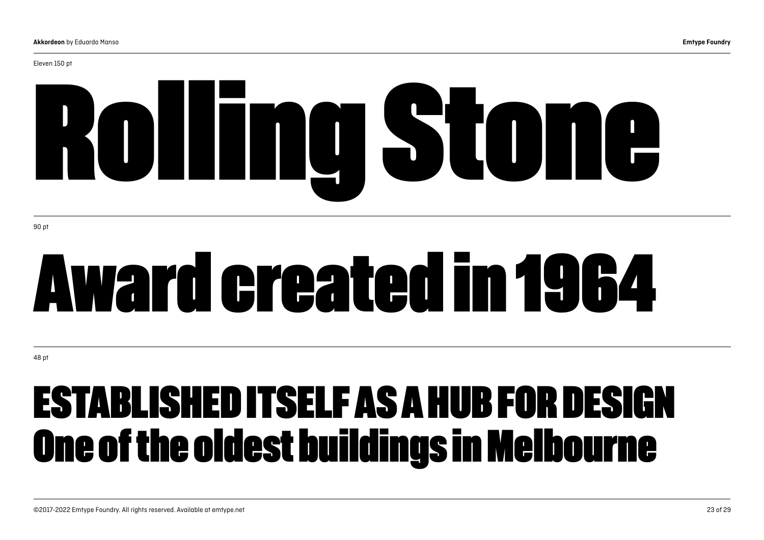Eleven 150 pt

# Rolling Stone

90 pt

# Award created in 1964

48 pt

## ESTABLISHED ITSELF AS A HUB FOR DESIGN
## One of the oldest buildings in Melbourne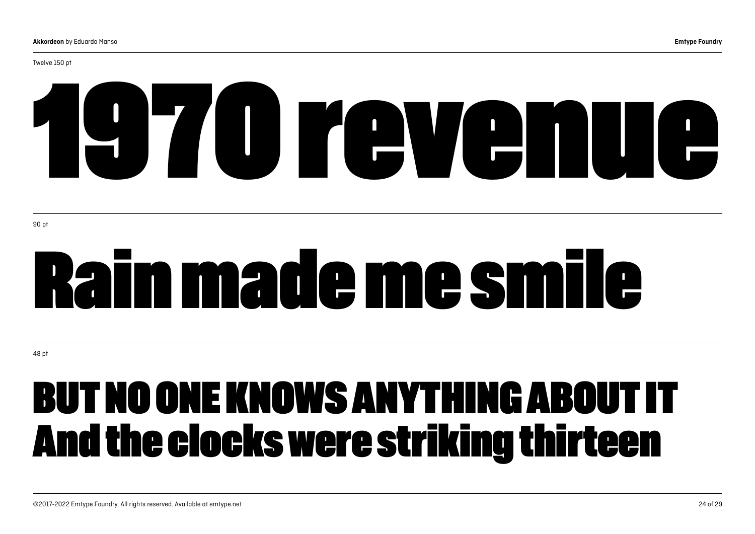Twelve 150 pt

# 1970 revenue

90 pt

# Rain made me smile

48 pt

## BUT NO ONE KNOWS ANYTHING ABOUT IT
## And the clocks were striking thirteen

©2017-2022 Emtype Foundry. All rights reserved. Available at emtype.net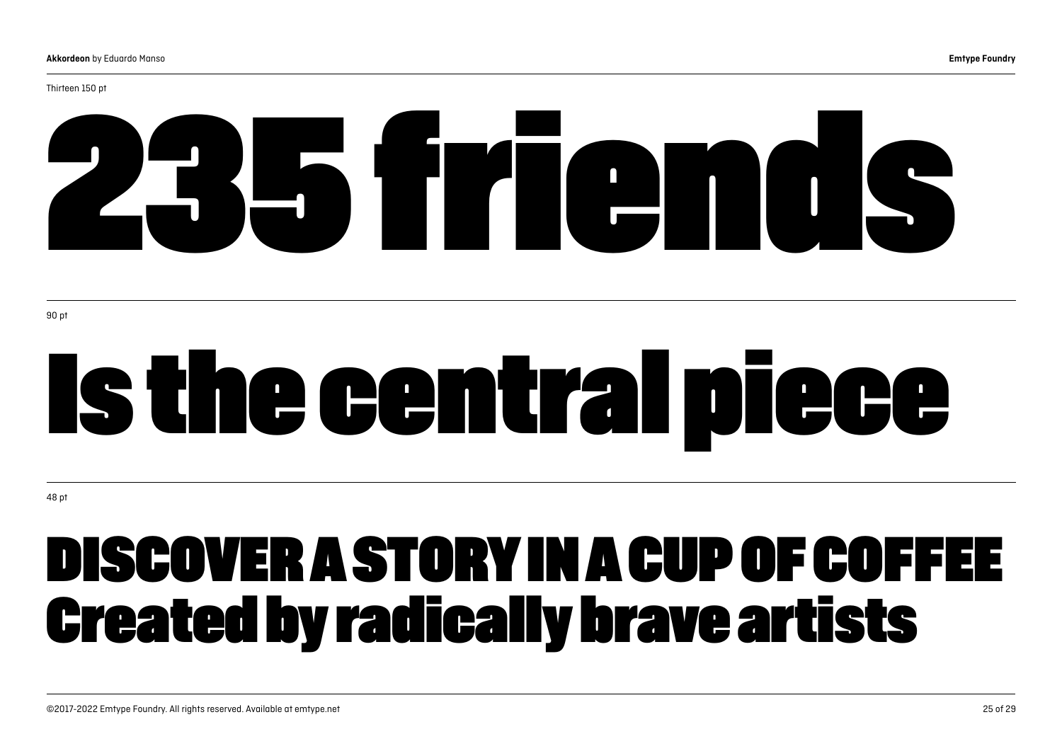Thirteen 150 pt

# 235 friends

90 pt

# Is the central piece

48 pt

## DISCOVER A STORY IN A CUP OF COFFEE Created by radically brave artists

©2017-2022 Emtype Foundry. All rights reserved. Available at emtype.net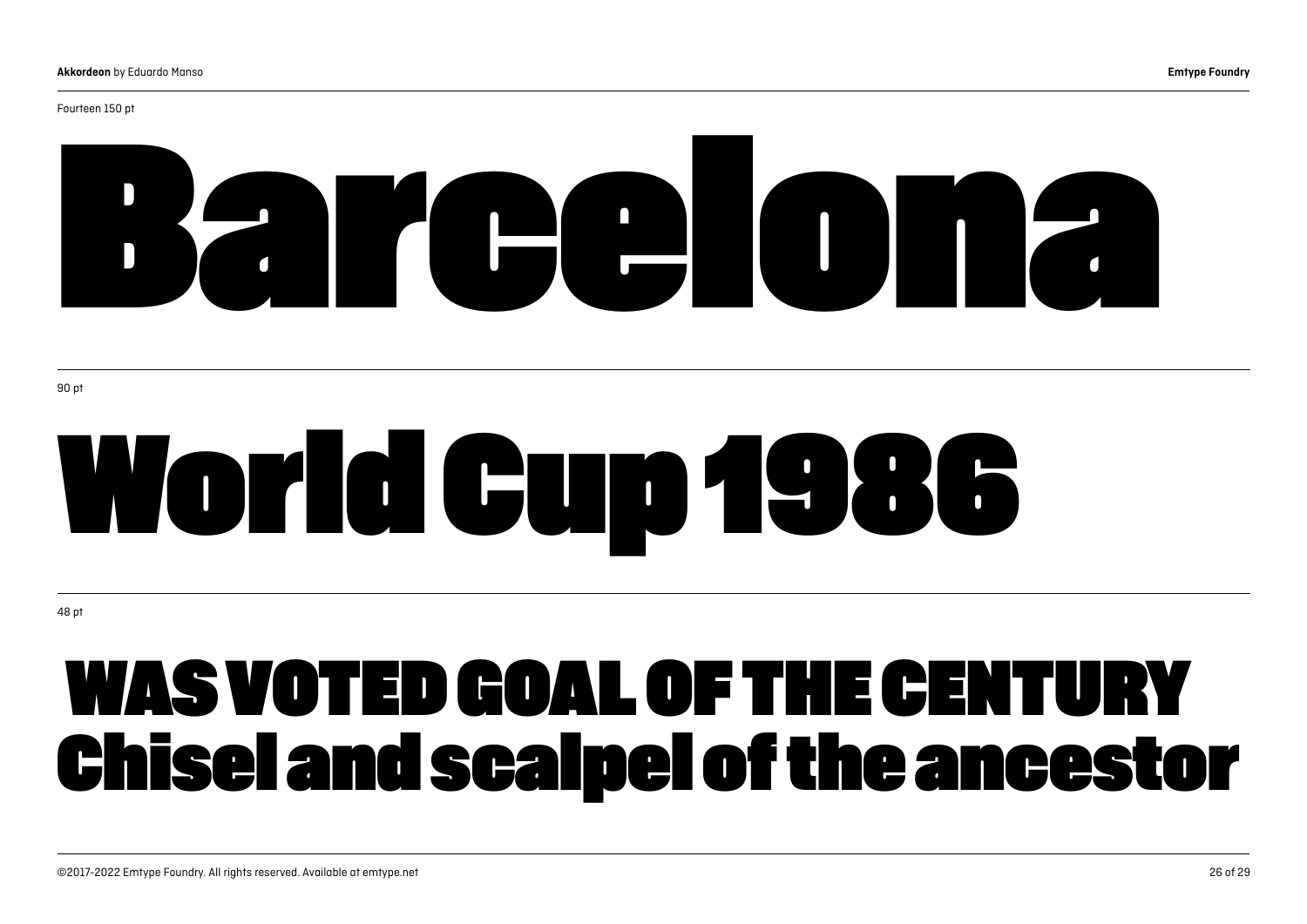Fourteen 150 pt

# Barcelona

90 pt

# World Cup 1986

48 pt

## WAS VOTED GOAL OF THE CENTURY Chisel and scalpel of the ancestor

©2017-2022 Emtype Foundry. All rights reserved. Available at emtype.net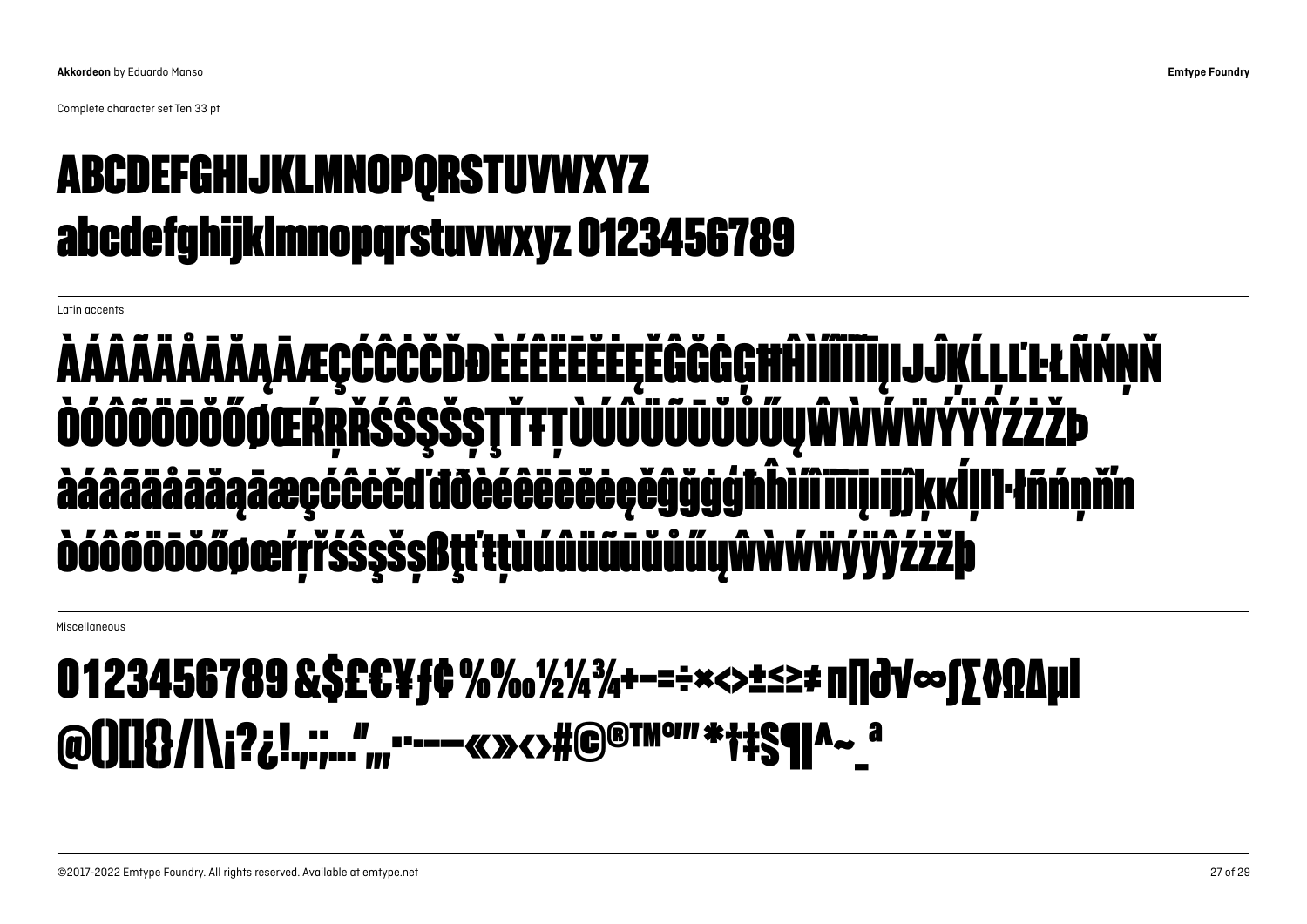Complete character set Ten 33 pt

ABCDEFGHIJKLMNOPQRSTUVWXYZ
abcdefghijklmnopqrstuvwxyz 0123456789

Latin accents

ÀÁÂÃÄÅĀĂĄǍÆÇĆĈĊČĎĐÈÉÊËĒĔĖĘĚĜĞĠĢĦĤÌÍÎÏĨĪĮIJĴĶĹĻĽĿŁÑŃŅŇ
ÒÓÔÕÖŌŎŐØŒŔŖŘŚŜŞŠȘŢŤŦȚÙÚÛÜŨŪŬŮŰŲŴẀẂẄỲÝŸŶŹŻŽÞ
àáâãäåāăąǎæçćĉċčďđðèéêëēĕėęěĝğġģħĥìíîïĩīįĳĵķĸĺļľŀłñńņňŉ
òóôõöōŏőøœŕŗřśŝşšșßţťŧțùúûüũūŭůűųŵẁẃẅỳýÿŷźżžþ

Miscellaneous

0123456789 &$£€¥ƒ¢%‰½¼¾+−=÷×<>±≤≥≠ π∏∂√∞∫∑◊ΩΔµl
@(){}[]/|\¡?¿!.,:;…"„‚''·-–—«»‹›#©®™°′″*†‡§¶|^~_ª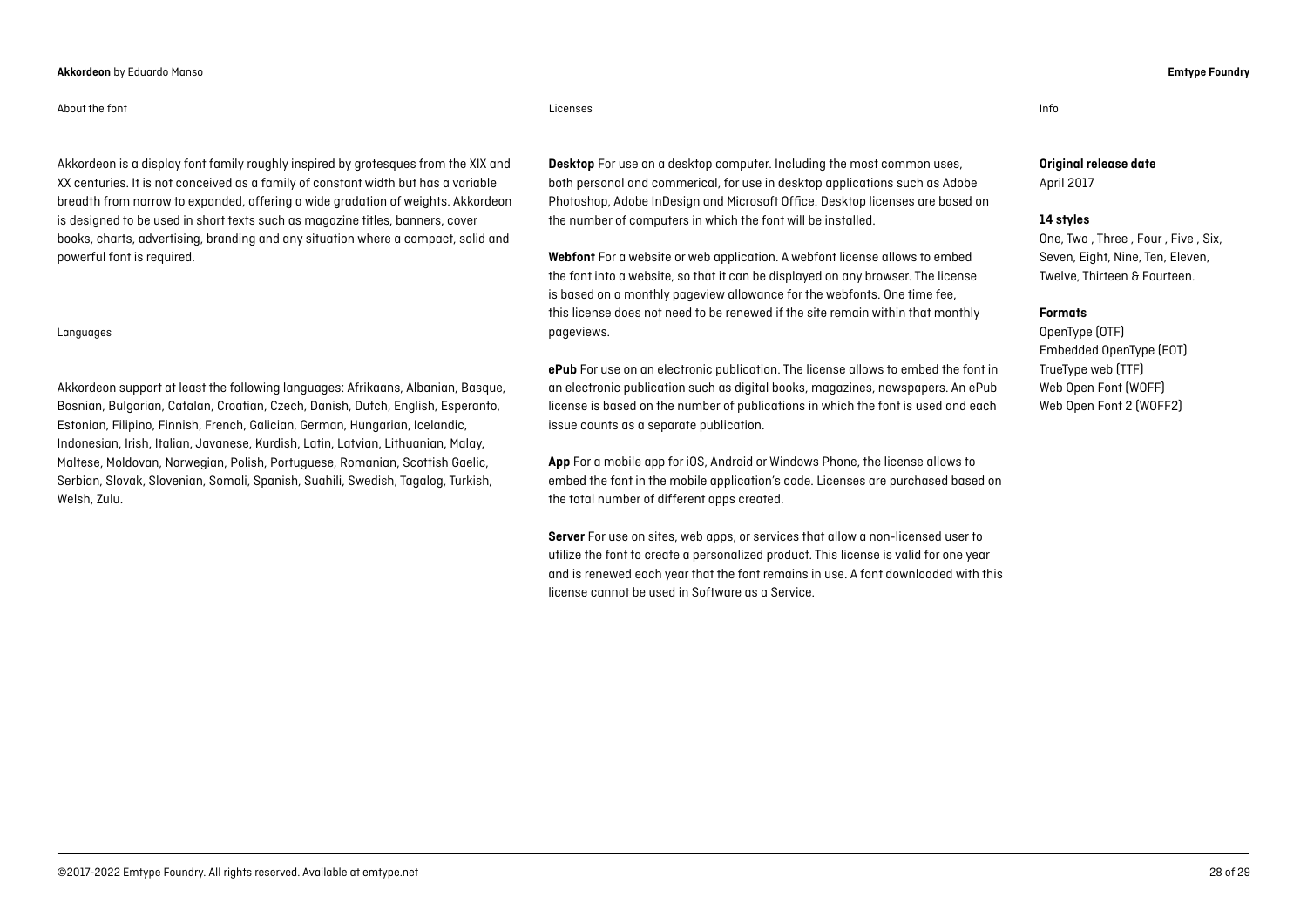## About the font

Akkordeon is a display font family roughly inspired by grotesques from the XIX and XX centuries. It is not conceived as a family of constant width but has a variable breadth from narrow to expanded, offering a wide gradation of weights. Akkordeon is designed to be used in short texts such as magazine titles, banners, cover books, charts, advertising, branding and any situation where a compact, solid and powerful font is required.

## Languages

Akkordeon support at least the following languages: Afrikaans, Albanian, Basque, Bosnian, Bulgarian, Catalan, Croatian, Czech, Danish, Dutch, English, Esperanto, Estonian, Filipino, Finnish, French, Galician, German, Hungarian, Icelandic, Indonesian, Irish, Italian, Javanese, Kurdish, Latin, Latvian, Lithuanian, Malay, Maltese, Moldovan, Norwegian, Polish, Portuguese, Romanian, Scottish Gaelic, Serbian, Slovak, Slovenian, Somali, Spanish, Suahili, Swedish, Tagalog, Turkish, Welsh, Zulu.

## Licenses

**Desktop** For use on a desktop computer. Including the most common uses, both personal and commerical, for use in desktop applications such as Adobe Photoshop, Adobe InDesign and Microsoft Office. Desktop licenses are based on the number of computers in which the font will be installed.

**Webfont** For a website or web application. A webfont license allows to embed the font into a website, so that it can be displayed on any browser. The license is based on a monthly pageview allowance for the webfonts. One time fee, this license does not need to be renewed if the site remain within that monthly pageviews.

**ePub** For use on an electronic publication. The license allows to embed the font in an electronic publication such as digital books, magazines, newspapers. An ePub license is based on the number of publications in which the font is used and each issue counts as a separate publication.

**App** For a mobile app for iOS, Android or Windows Phone, the license allows to embed the font in the mobile application's code. Licenses are purchased based on the total number of different apps created.

**Server** For use on sites, web apps, or services that allow a non-licensed user to utilize the font to create a personalized product. This license is valid for one year and is renewed each year that the font remains in use. A font downloaded with this license cannot be used in Software as a Service.

## Info

**Original release date**
April 2017

**14 styles**
One, Two , Three , Four , Five , Six, Seven, Eight, Nine, Ten, Eleven, Twelve, Thirteen & Fourteen.

**Formats**
OpenType (OTF)
Embedded OpenType (EOT)
TrueType web (TTF)
Web Open Font (WOFF)
Web Open Font 2 (WOFF2)

©2017-2022 Emtype Foundry. All rights reserved. Available at emtype.net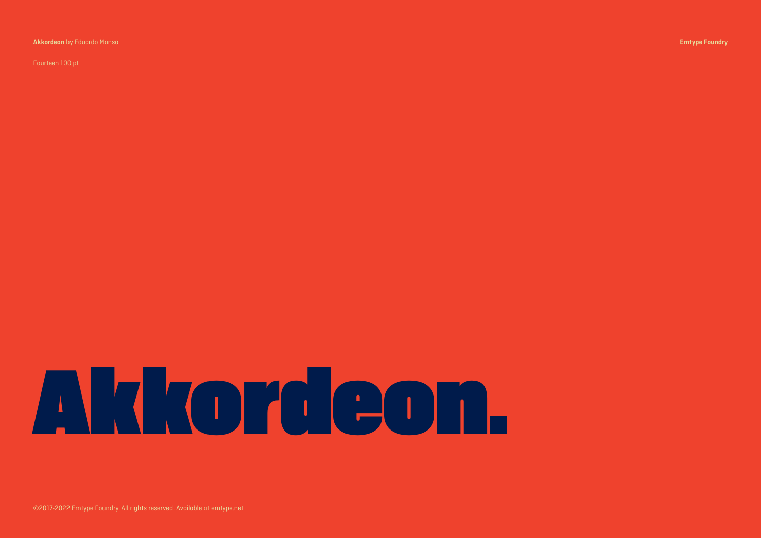**Akkordeon** by Eduardo Manso

**Emtype Foundry**

Fourteen 100 pt

# Akkordeon.

©2017-2022 Emtype Foundry. All rights reserved. Available at emtype.net